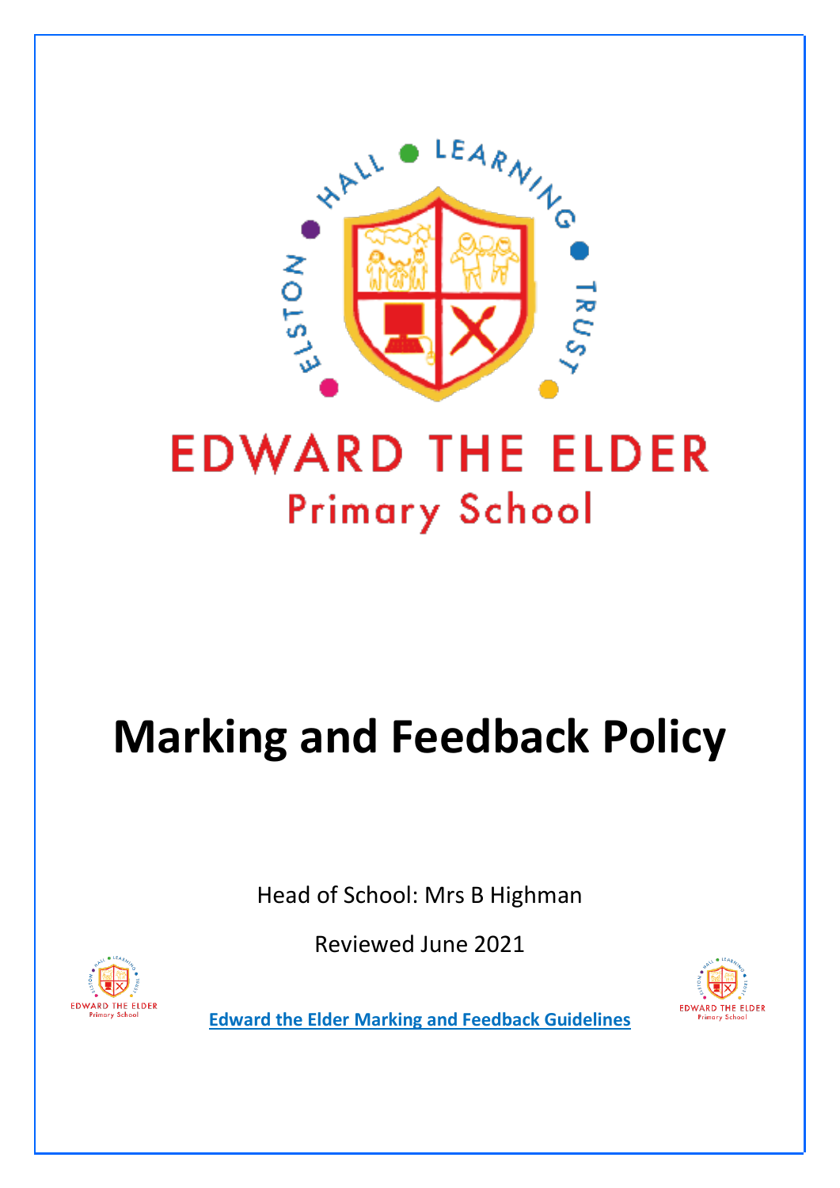ELSTON HALL LEARNING TRUST

EDWARD THE ELDER

Primary School

# Marking and Feedback Policy

Head of School: Mrs B Highman

Reviewed June 2021

**Edward the Elder Marking and Feedback Guidelines**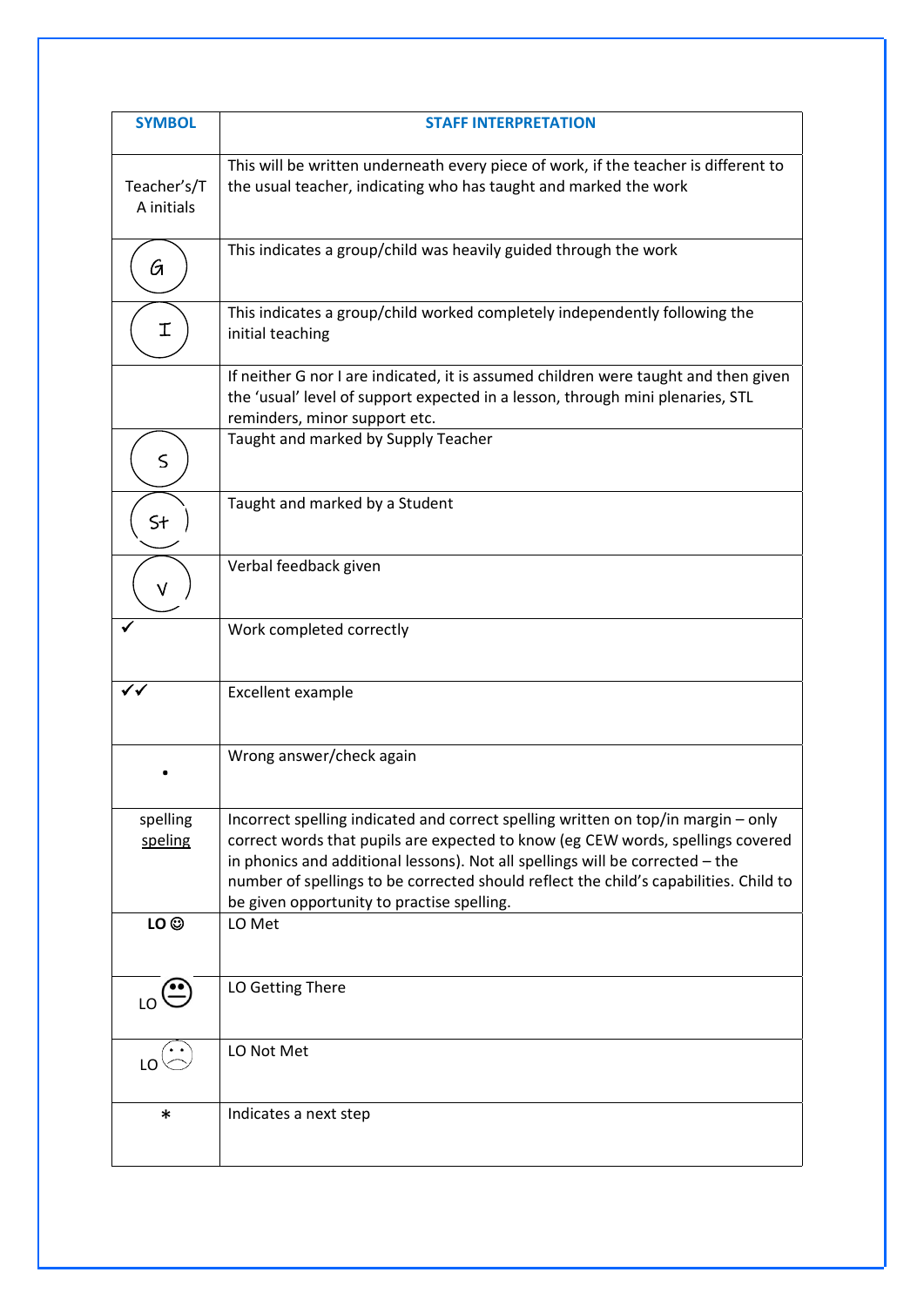| SYMBOL | STAFF INTERPRETATION |
|---|---|
| Teacher's/TA initials | This will be written underneath every piece of work, if the teacher is different to the usual teacher, indicating who has taught and marked the work |
| (G) | This indicates a group/child was heavily guided through the work |
| (I) | This indicates a group/child worked completely independently following the initial teaching |
| | If neither G nor I are indicated, it is assumed children were taught and then given the 'usual' level of support expected in a lesson, through mini plenaries, STL reminders, minor support etc. |
| (S) | Taught and marked by Supply Teacher |
| (St) | Taught and marked by a Student |
| (V) | Verbal feedback given |
| ✓ | Work completed correctly |
| ✓✓ | Excellent example |
| • | Wrong answer/check again |
| spelling <u>speling</u> | Incorrect spelling indicated and correct spelling written on top/in margin – only correct words that pupils are expected to know (eg CEW words, spellings covered in phonics and additional lessons). Not all spellings will be corrected – the number of spellings to be corrected should reflect the child's capabilities. Child to be given opportunity to practise spelling. |
| **LO** ☺ | LO Met |
| LO 😐 | LO Getting There |
| LO ☹ | LO Not Met |
| * | Indicates a next step |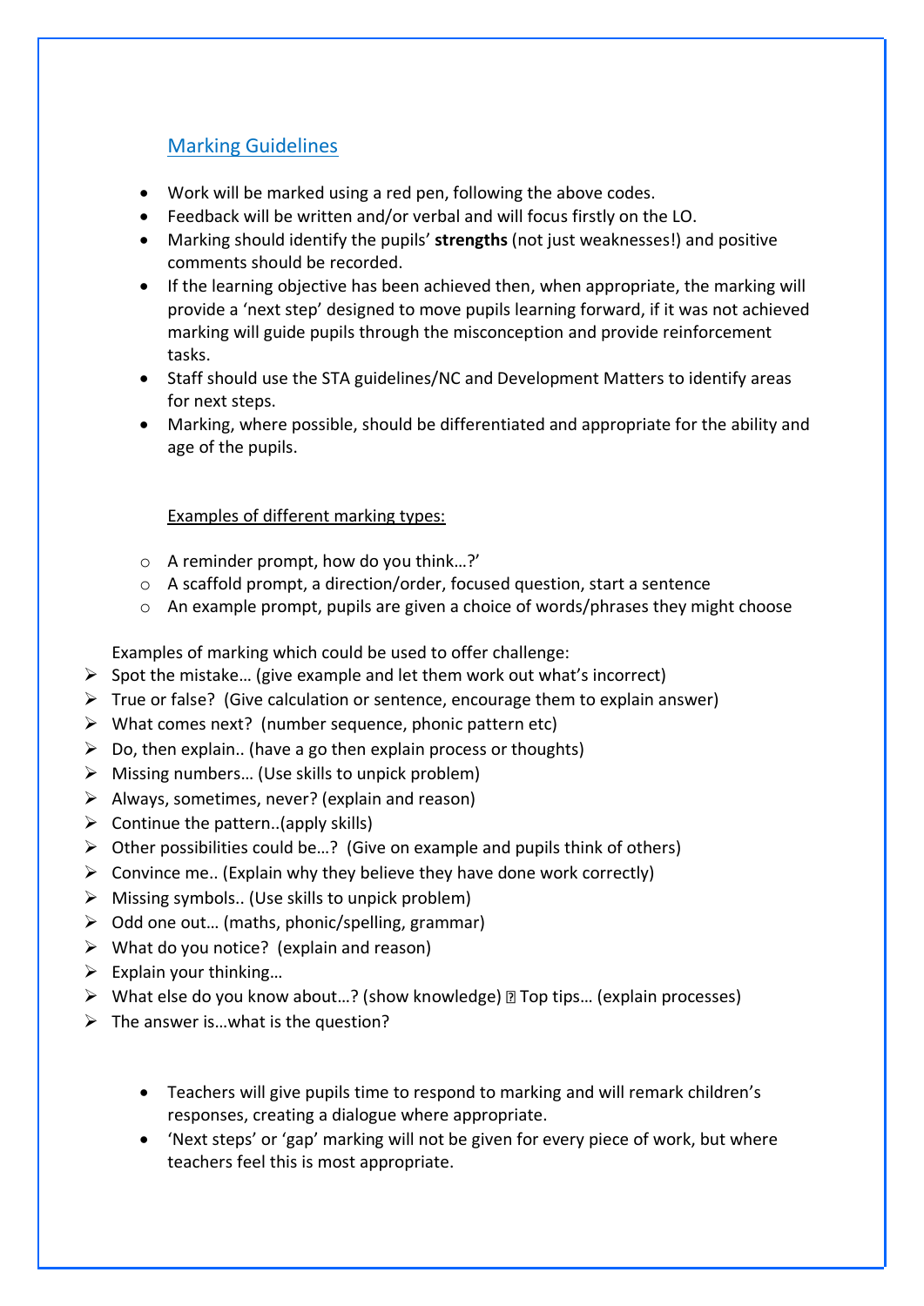## Marking Guidelines

- Work will be marked using a red pen, following the above codes.
- Feedback will be written and/or verbal and will focus firstly on the LO.
- Marking should identify the pupils' **strengths** (not just weaknesses!) and positive comments should be recorded.
- If the learning objective has been achieved then, when appropriate, the marking will provide a 'next step' designed to move pupils learning forward, if it was not achieved marking will guide pupils through the misconception and provide reinforcement tasks.
- Staff should use the STA guidelines/NC and Development Matters to identify areas for next steps.
- Marking, where possible, should be differentiated and appropriate for the ability and age of the pupils.

<u>Examples of different marking types:</u>

- A reminder prompt, how do you think…?'
- A scaffold prompt, a direction/order, focused question, start a sentence
- An example prompt, pupils are given a choice of words/phrases they might choose

Examples of marking which could be used to offer challenge:

- Spot the mistake… (give example and let them work out what's incorrect)
- True or false? (Give calculation or sentence, encourage them to explain answer)
- What comes next? (number sequence, phonic pattern etc)
- Do, then explain.. (have a go then explain process or thoughts)
- Missing numbers… (Use skills to unpick problem)
- Always, sometimes, never? (explain and reason)
- Continue the pattern..(apply skills)
- Other possibilities could be…? (Give on example and pupils think of others)
- Convince me.. (Explain why they believe they have done work correctly)
- Missing symbols.. (Use skills to unpick problem)
- Odd one out… (maths, phonic/spelling, grammar)
- What do you notice? (explain and reason)
- Explain your thinking…
- What else do you know about…? (show knowledge) Top tips… (explain processes)
- The answer is…what is the question?

- Teachers will give pupils time to respond to marking and will remark children's responses, creating a dialogue where appropriate.
- 'Next steps' or 'gap' marking will not be given for every piece of work, but where teachers feel this is most appropriate.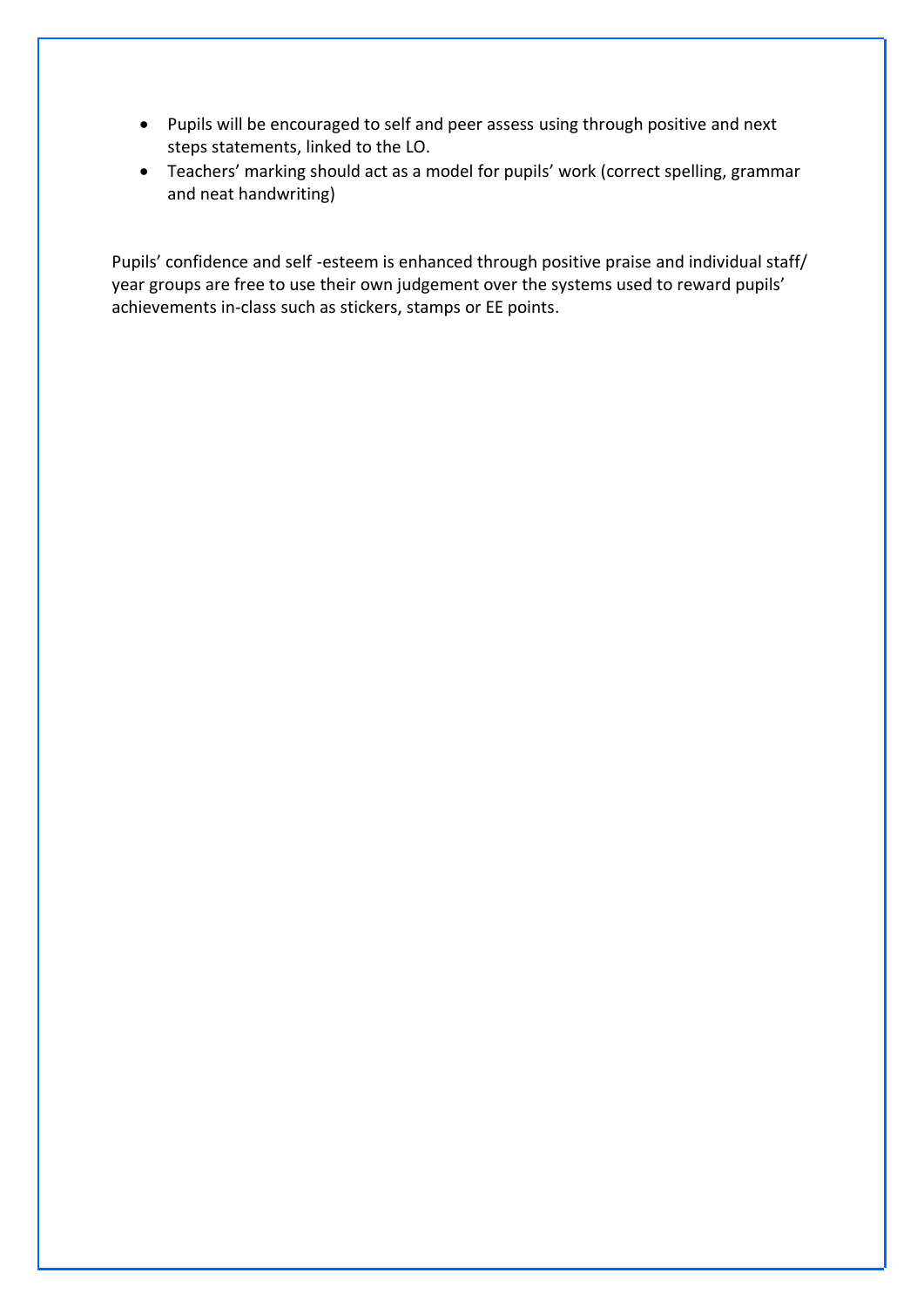- Pupils will be encouraged to self and peer assess using through positive and next steps statements, linked to the LO.
- Teachers' marking should act as a model for pupils' work (correct spelling, grammar and neat handwriting)

Pupils' confidence and self -esteem is enhanced through positive praise and individual staff/ year groups are free to use their own judgement over the systems used to reward pupils' achievements in-class such as stickers, stamps or EE points.